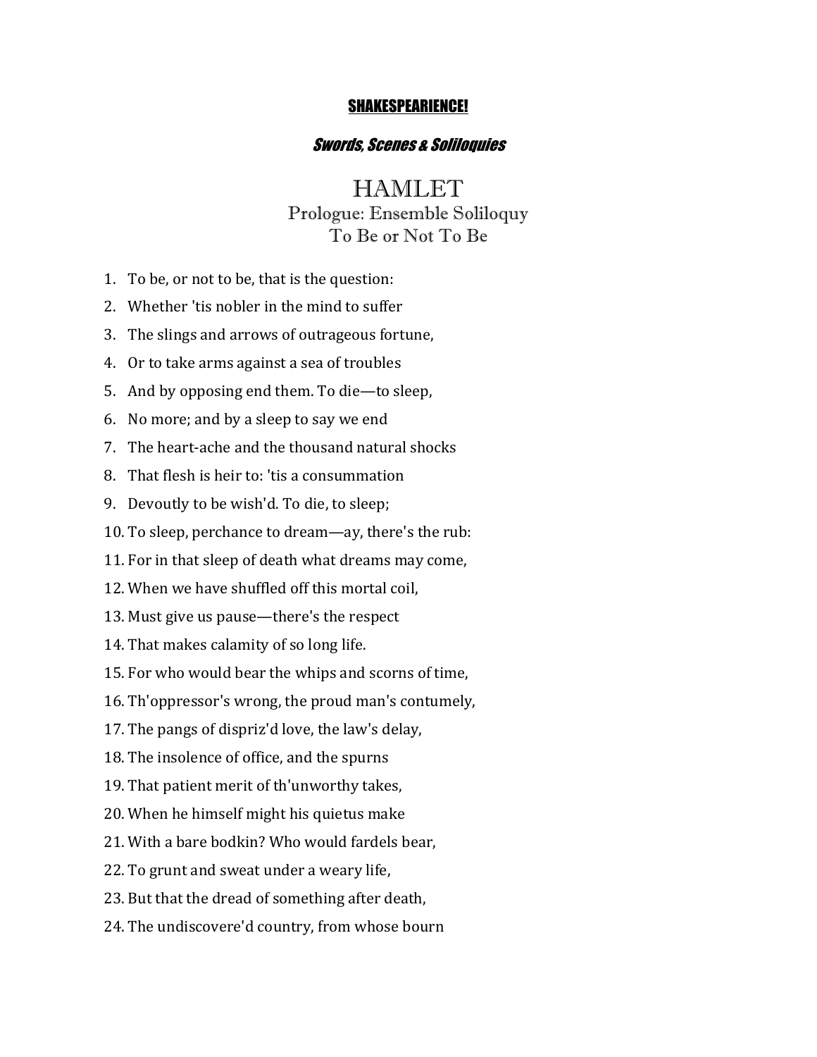**SHAKESPEARIENCE!**

***Swords, Scenes & Soliloquies***

# HAMLET

## Prologue: Ensemble Soliloquy
## To Be or Not To Be

1. To be, or not to be, that is the question:
2. Whether 'tis nobler in the mind to suffer
3. The slings and arrows of outrageous fortune,
4. Or to take arms against a sea of troubles
5. And by opposing end them. To die—to sleep,
6. No more; and by a sleep to say we end
7. The heart-ache and the thousand natural shocks
8. That flesh is heir to: 'tis a consummation
9. Devoutly to be wish'd. To die, to sleep;
10. To sleep, perchance to dream—ay, there's the rub:
11. For in that sleep of death what dreams may come,
12. When we have shuffled off this mortal coil,
13. Must give us pause—there's the respect
14. That makes calamity of so long life.
15. For who would bear the whips and scorns of time,
16. Th'oppressor's wrong, the proud man's contumely,
17. The pangs of dispriz'd love, the law's delay,
18. The insolence of office, and the spurns
19. That patient merit of th'unworthy takes,
20. When he himself might his quietus make
21. With a bare bodkin? Who would fardels bear,
22. To grunt and sweat under a weary life,
23. But that the dread of something after death,
24. The undiscovere'd country, from whose bourn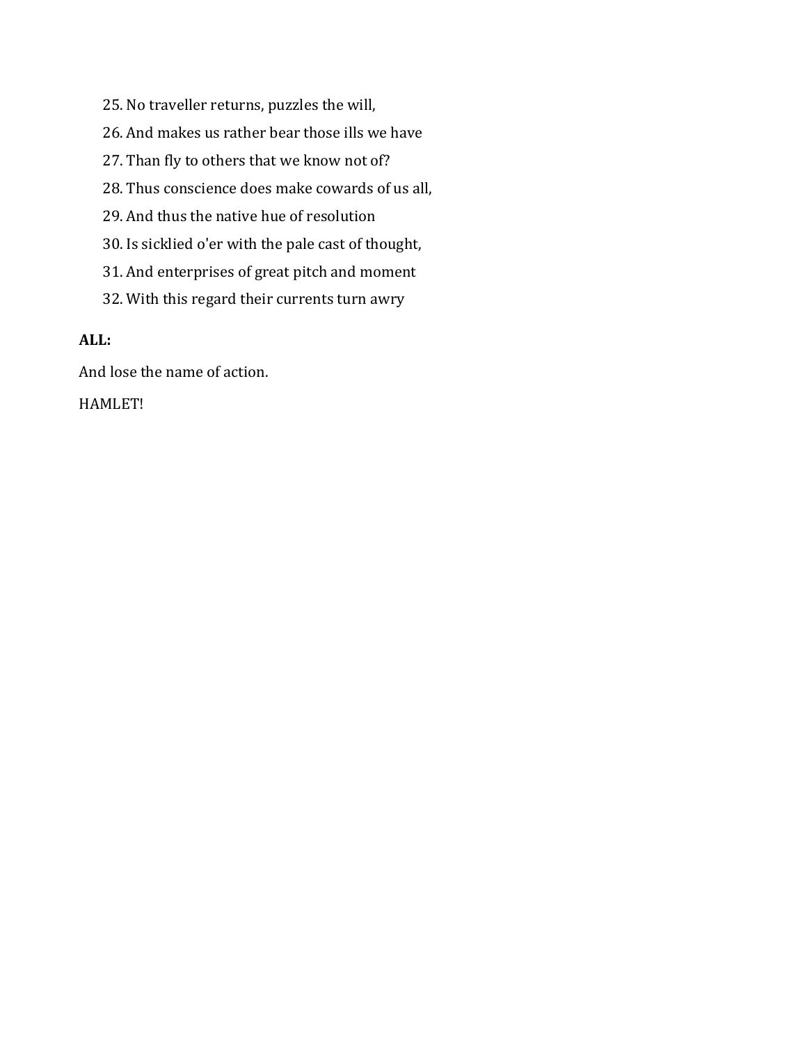25. No traveller returns, puzzles the will,
26. And makes us rather bear those ills we have
27. Than fly to others that we know not of?
28. Thus conscience does make cowards of us all,
29. And thus the native hue of resolution
30. Is sicklied o'er with the pale cast of thought,
31. And enterprises of great pitch and moment
32. With this regard their currents turn awry

**ALL:**

And lose the name of action.

HAMLET!